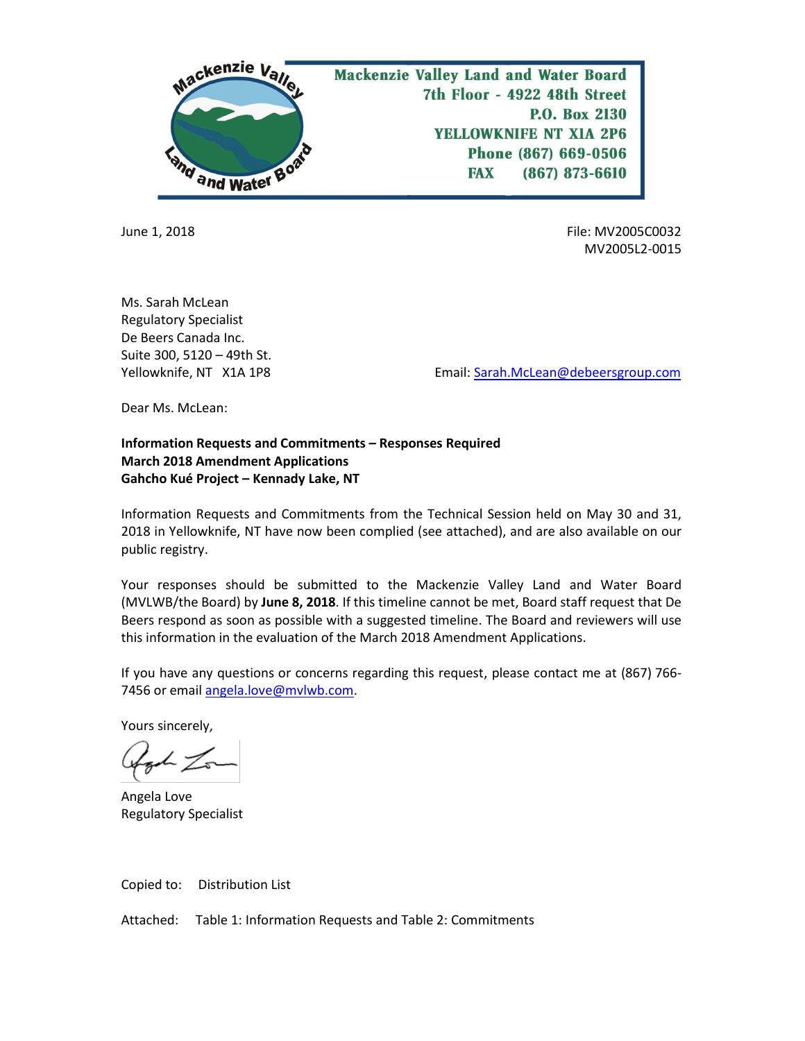Mackenzie Valley Land and Water Board
7th Floor - 4922 48th Street
P.O. Box 2130
YELLOWKNIFE NT X1A 2P6
Phone (867) 669-0506
FAX (867) 873-6610

June 1, 2018

File: MV2005C0032
MV2005L2-0015

Ms. Sarah McLean
Regulatory Specialist
De Beers Canada Inc.
Suite 300, 5120 – 49th St.
Yellowknife, NT X1A 1P8

Email: Sarah.McLean@debeersgroup.com

Dear Ms. McLean:

**Information Requests and Commitments – Responses Required**
**March 2018 Amendment Applications**
**Gahcho Kué Project – Kennady Lake, NT**

Information Requests and Commitments from the Technical Session held on May 30 and 31, 2018 in Yellowknife, NT have now been complied (see attached), and are also available on our public registry.

Your responses should be submitted to the Mackenzie Valley Land and Water Board (MVLWB/the Board) by **June 8, 2018**. If this timeline cannot be met, Board staff request that De Beers respond as soon as possible with a suggested timeline. The Board and reviewers will use this information in the evaluation of the March 2018 Amendment Applications.

If you have any questions or concerns regarding this request, please contact me at (867) 766-7456 or email angela.love@mvlwb.com.

Yours sincerely,

Angela Love
Regulatory Specialist

Copied to: Distribution List

Attached: Table 1: Information Requests and Table 2: Commitments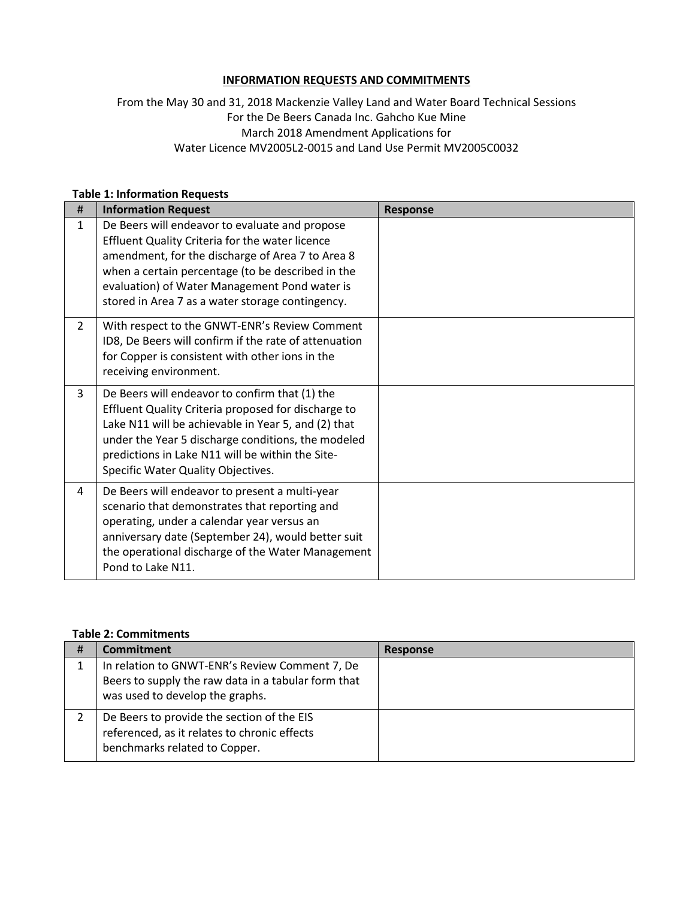**INFORMATION REQUESTS AND COMMITMENTS**

From the May 30 and 31, 2018 Mackenzie Valley Land and Water Board Technical Sessions
For the De Beers Canada Inc. Gahcho Kue Mine
March 2018 Amendment Applications for
Water Licence MV2005L2-0015 and Land Use Permit MV2005C0032

**Table 1: Information Requests**

| # | Information Request | Response |
|---|---|---|
| 1 | De Beers will endeavor to evaluate and propose Effluent Quality Criteria for the water licence amendment, for the discharge of Area 7 to Area 8 when a certain percentage (to be described in the evaluation) of Water Management Pond water is stored in Area 7 as a water storage contingency. | |
| 2 | With respect to the GNWT-ENR's Review Comment ID8, De Beers will confirm if the rate of attenuation for Copper is consistent with other ions in the receiving environment. | |
| 3 | De Beers will endeavor to confirm that (1) the Effluent Quality Criteria proposed for discharge to Lake N11 will be achievable in Year 5, and (2) that under the Year 5 discharge conditions, the modeled predictions in Lake N11 will be within the Site-Specific Water Quality Objectives. | |
| 4 | De Beers will endeavor to present a multi-year scenario that demonstrates that reporting and operating, under a calendar year versus an anniversary date (September 24), would better suit the operational discharge of the Water Management Pond to Lake N11. | |

**Table 2: Commitments**

| # | Commitment | Response |
|---|---|---|
| 1 | In relation to GNWT-ENR's Review Comment 7, De Beers to supply the raw data in a tabular form that was used to develop the graphs. | |
| 2 | De Beers to provide the section of the EIS referenced, as it relates to chronic effects benchmarks related to Copper. | |